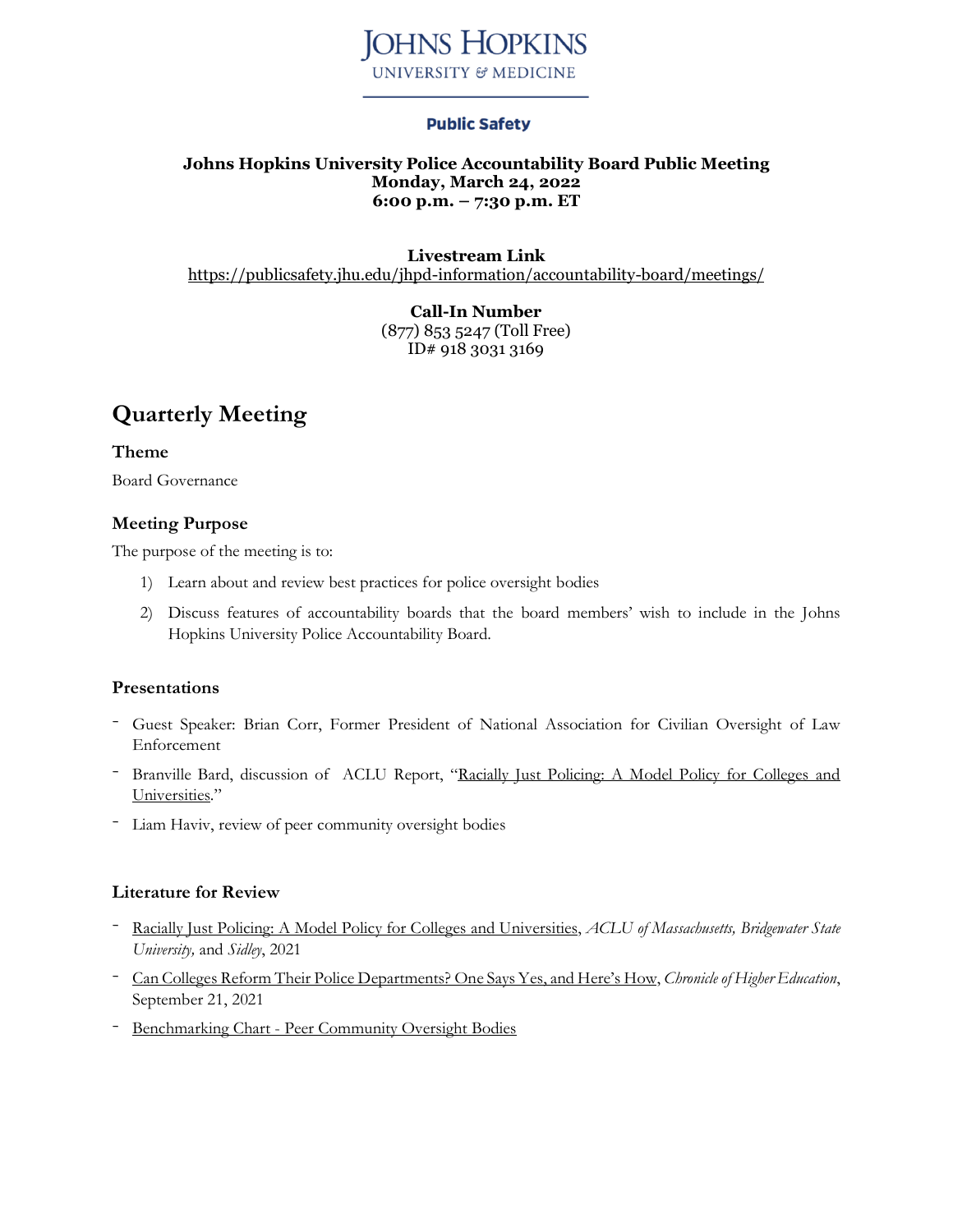JOHNS HOPKINS
UNIVERSITY & MEDICINE

**Public Safety**

**Johns Hopkins University Police Accountability Board Public Meeting**
**Monday, March 24, 2022**
**6:00 p.m. – 7:30 p.m. ET**

**Livestream Link**
https://publicsafety.jhu.edu/jhpd-information/accountability-board/meetings/

**Call-In Number**
(877) 853 5247 (Toll Free)
ID# 918 3031 3169

# Quarterly Meeting

### Theme

Board Governance

### Meeting Purpose

The purpose of the meeting is to:

1) Learn about and review best practices for police oversight bodies
2) Discuss features of accountability boards that the board members' wish to include in the Johns Hopkins University Police Accountability Board.

### Presentations

- Guest Speaker: Brian Corr, Former President of National Association for Civilian Oversight of Law Enforcement
- Branville Bard, discussion of ACLU Report, "Racially Just Policing: A Model Policy for Colleges and Universities."
- Liam Haviv, review of peer community oversight bodies

### Literature for Review

- Racially Just Policing: A Model Policy for Colleges and Universities, *ACLU of Massachusetts, Bridgewater State University,* and *Sidley*, 2021
- Can Colleges Reform Their Police Departments? One Says Yes, and Here's How, *Chronicle of Higher Education*, September 21, 2021
- Benchmarking Chart - Peer Community Oversight Bodies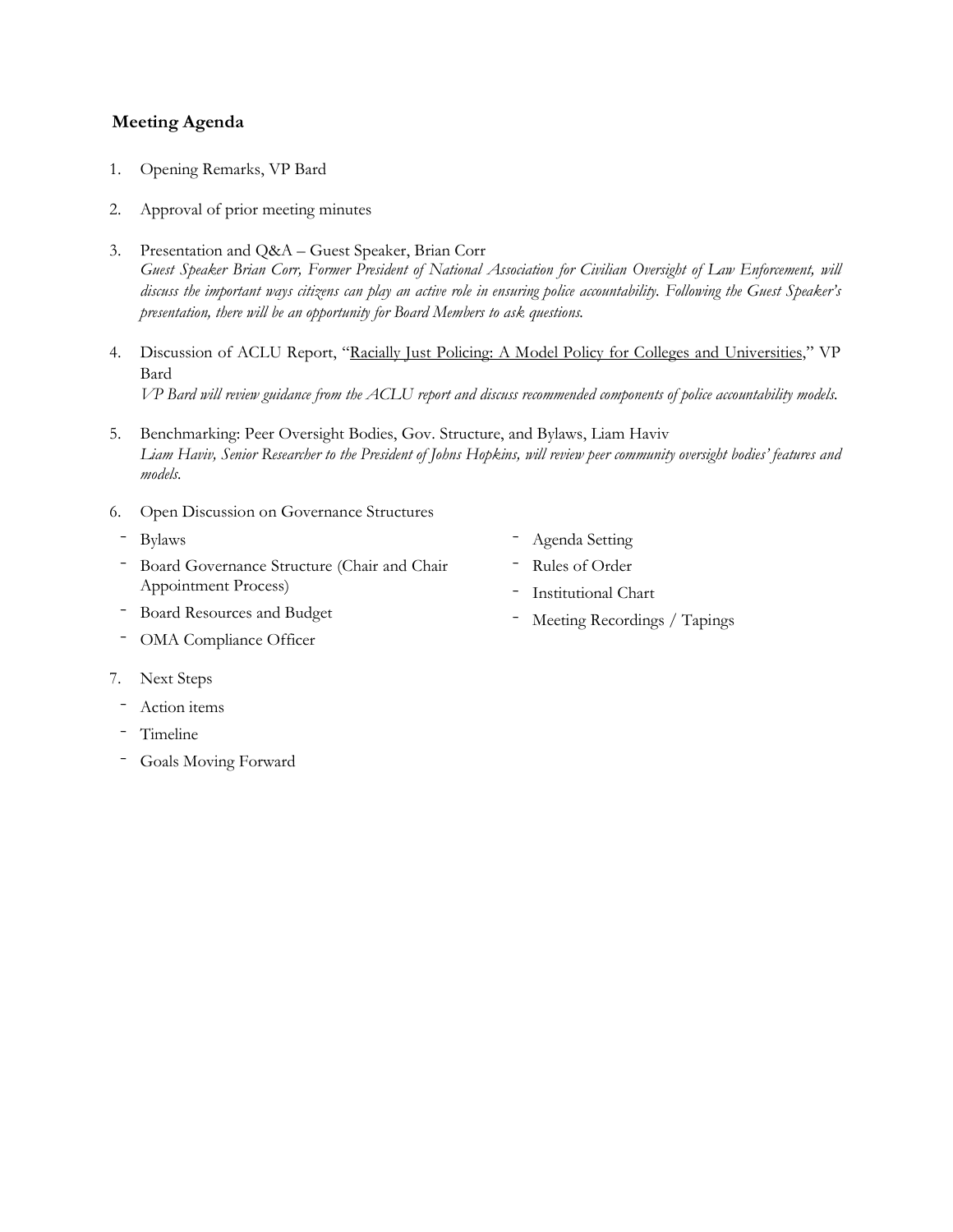## Meeting Agenda

1. Opening Remarks, VP Bard

2. Approval of prior meeting minutes

3. Presentation and Q&A – Guest Speaker, Brian Corr
   *Guest Speaker Brian Corr, Former President of National Association for Civilian Oversight of Law Enforcement, will discuss the important ways citizens can play an active role in ensuring police accountability. Following the Guest Speaker's presentation, there will be an opportunity for Board Members to ask questions.*

4. Discussion of ACLU Report, "Racially Just Policing: A Model Policy for Colleges and Universities," VP Bard
   *VP Bard will review guidance from the ACLU report and discuss recommended components of police accountability models.*

5. Benchmarking: Peer Oversight Bodies, Gov. Structure, and Bylaws, Liam Haviv
   *Liam Haviv, Senior Researcher to the President of Johns Hopkins, will review peer community oversight bodies' features and models.*

6. Open Discussion on Governance Structures
   - Bylaws
   - Board Governance Structure (Chair and Chair Appointment Process)
   - Board Resources and Budget
   - OMA Compliance Officer
   - Agenda Setting
   - Rules of Order
   - Institutional Chart
   - Meeting Recordings / Tapings

7. Next Steps
   - Action items
   - Timeline
   - Goals Moving Forward